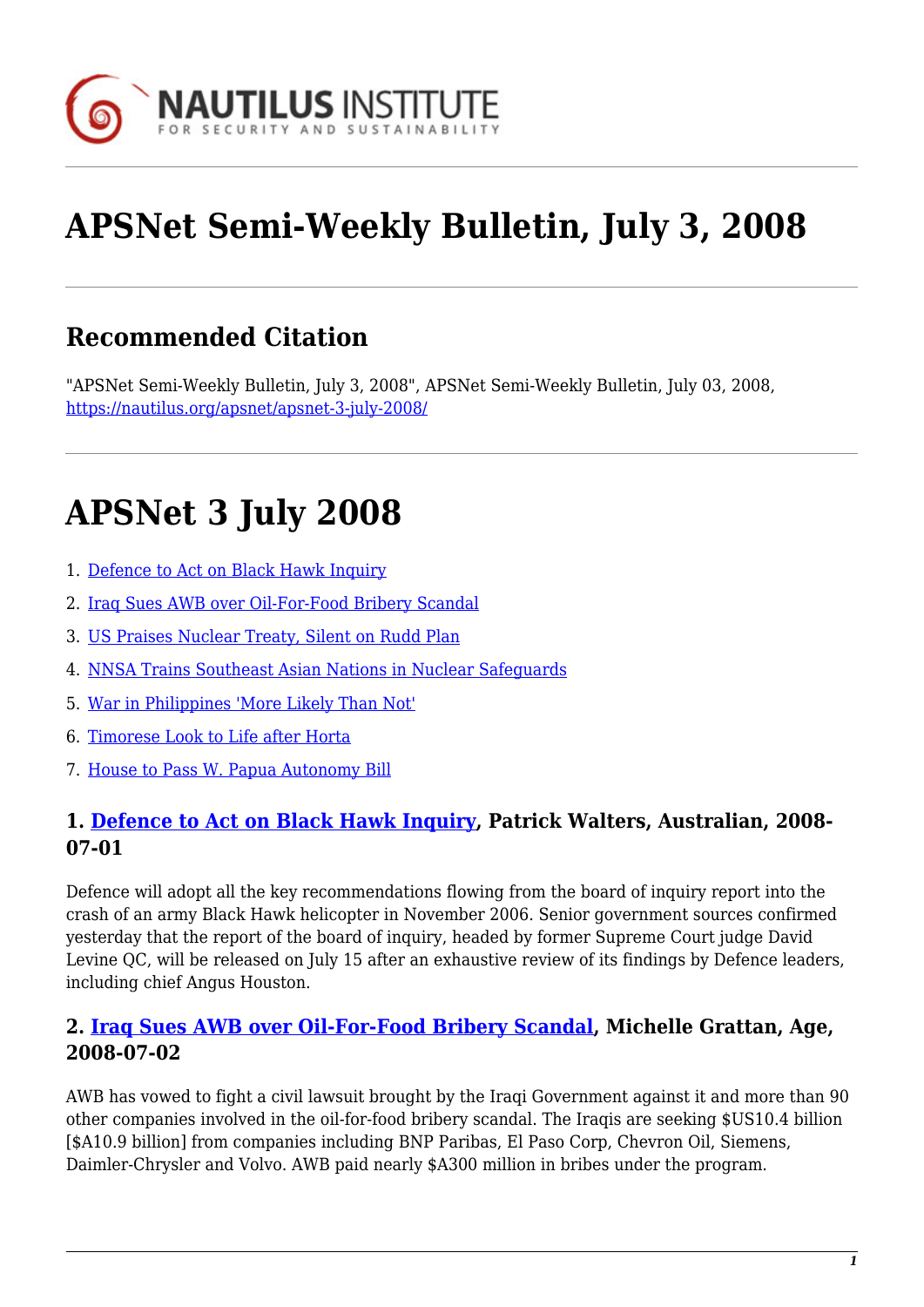# APSNet Semi-Weekly Bulletin, July 3, 2008

## Recommended Citation

"APSNet Semi-Weekly Bulletin, July 3, 2008", APSNet Semi-Weekly Bulletin, July 03, 2008, https://nautilus.org/apsnet/apsnet-3-july-2008/

# APSNet 3 July 2008

1. Defence to Act on Black Hawk Inquiry
2. Iraq Sues AWB over Oil-For-Food Bribery Scandal
3. US Praises Nuclear Treaty, Silent on Rudd Plan
4. NNSA Trains Southeast Asian Nations in Nuclear Safeguards
5. War in Philippines 'More Likely Than Not'
6. Timorese Look to Life after Horta
7. House to Pass W. Papua Autonomy Bill

### 1. Defence to Act on Black Hawk Inquiry, Patrick Walters, Australian, 2008-07-01

Defence will adopt all the key recommendations flowing from the board of inquiry report into the crash of an army Black Hawk helicopter in November 2006. Senior government sources confirmed yesterday that the report of the board of inquiry, headed by former Supreme Court judge David Levine QC, will be released on July 15 after an exhaustive review of its findings by Defence leaders, including chief Angus Houston.

### 2. Iraq Sues AWB over Oil-For-Food Bribery Scandal, Michelle Grattan, Age, 2008-07-02

AWB has vowed to fight a civil lawsuit brought by the Iraqi Government against it and more than 90 other companies involved in the oil-for-food bribery scandal. The Iraqis are seeking $US10.4 billion [$A10.9 billion] from companies including BNP Paribas, El Paso Corp, Chevron Oil, Siemens, Daimler-Chrysler and Volvo. AWB paid nearly $A300 million in bribes under the program.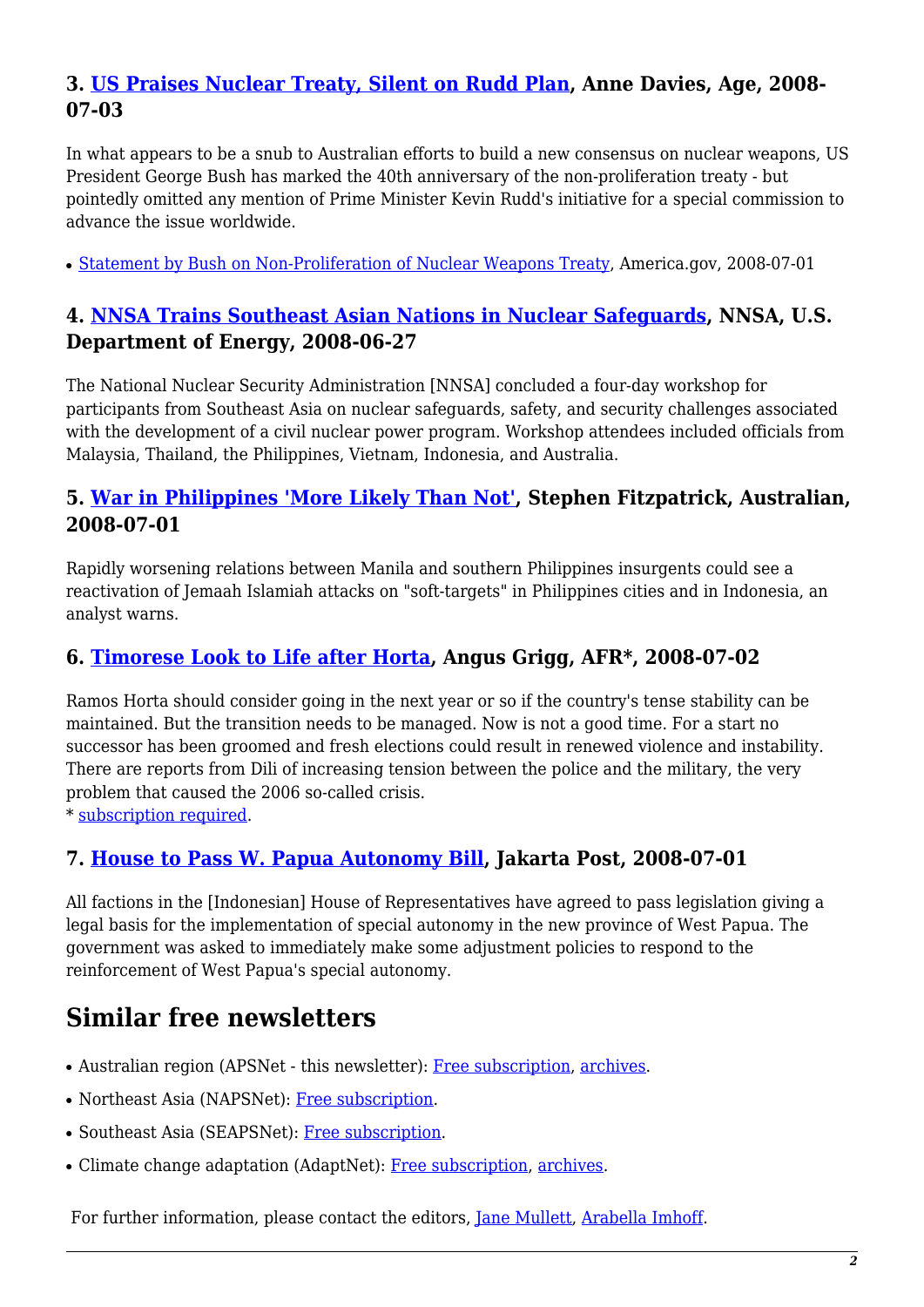### 3. US Praises Nuclear Treaty, Silent on Rudd Plan, Anne Davies, Age, 2008-07-03

In what appears to be a snub to Australian efforts to build a new consensus on nuclear weapons, US President George Bush has marked the 40th anniversary of the non-proliferation treaty - but pointedly omitted any mention of Prime Minister Kevin Rudd's initiative for a special commission to advance the issue worldwide.

- Statement by Bush on Non-Proliferation of Nuclear Weapons Treaty, America.gov, 2008-07-01

### 4. NNSA Trains Southeast Asian Nations in Nuclear Safeguards, NNSA, U.S. Department of Energy, 2008-06-27

The National Nuclear Security Administration [NNSA] concluded a four-day workshop for participants from Southeast Asia on nuclear safeguards, safety, and security challenges associated with the development of a civil nuclear power program. Workshop attendees included officials from Malaysia, Thailand, the Philippines, Vietnam, Indonesia, and Australia.

### 5. War in Philippines 'More Likely Than Not', Stephen Fitzpatrick, Australian, 2008-07-01

Rapidly worsening relations between Manila and southern Philippines insurgents could see a reactivation of Jemaah Islamiah attacks on "soft-targets" in Philippines cities and in Indonesia, an analyst warns.

### 6. Timorese Look to Life after Horta, Angus Grigg, AFR*, 2008-07-02

Ramos Horta should consider going in the next year or so if the country's tense stability can be maintained. But the transition needs to be managed. Now is not a good time. For a start no successor has been groomed and fresh elections could result in renewed violence and instability. There are reports from Dili of increasing tension between the police and the military, the very problem that caused the 2006 so-called crisis.
* subscription required.

### 7. House to Pass W. Papua Autonomy Bill, Jakarta Post, 2008-07-01

All factions in the [Indonesian] House of Representatives have agreed to pass legislation giving a legal basis for the implementation of special autonomy in the new province of West Papua. The government was asked to immediately make some adjustment policies to respond to the reinforcement of West Papua's special autonomy.

## Similar free newsletters

- Australian region (APSNet - this newsletter): Free subscription, archives.
- Northeast Asia (NAPSNet): Free subscription.
- Southeast Asia (SEAPSNet): Free subscription.
- Climate change adaptation (AdaptNet): Free subscription, archives.

For further information, please contact the editors, Jane Mullett, Arabella Imhoff.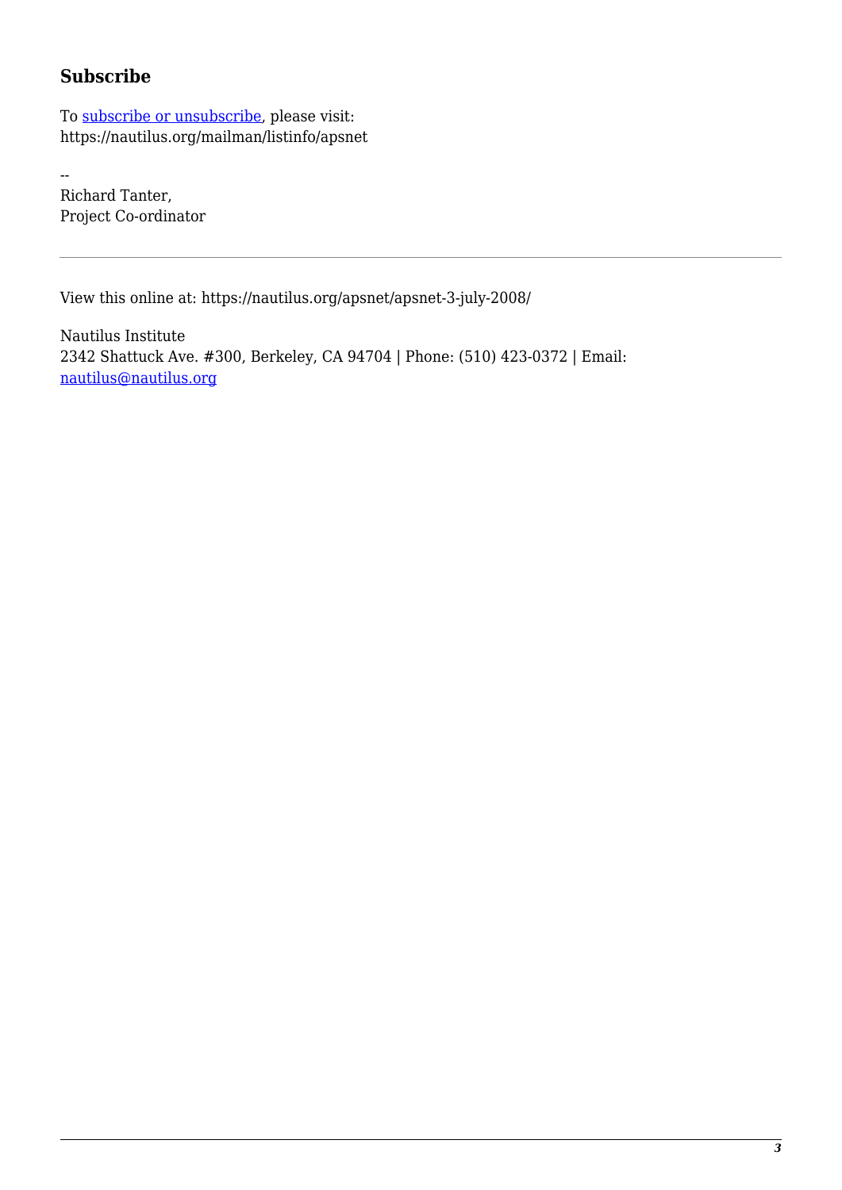## Subscribe

To [subscribe or unsubscribe](https://nautilus.org/mailman/listinfo/apsnet), please visit:
https://nautilus.org/mailman/listinfo/apsnet

--
Richard Tanter,
Project Co-ordinator

---

View this online at: https://nautilus.org/apsnet/apsnet-3-july-2008/

Nautilus Institute
2342 Shattuck Ave. #300, Berkeley, CA 94704 | Phone: (510) 423-0372 | Email: [nautilus@nautilus.org](mailto:nautilus@nautilus.org)